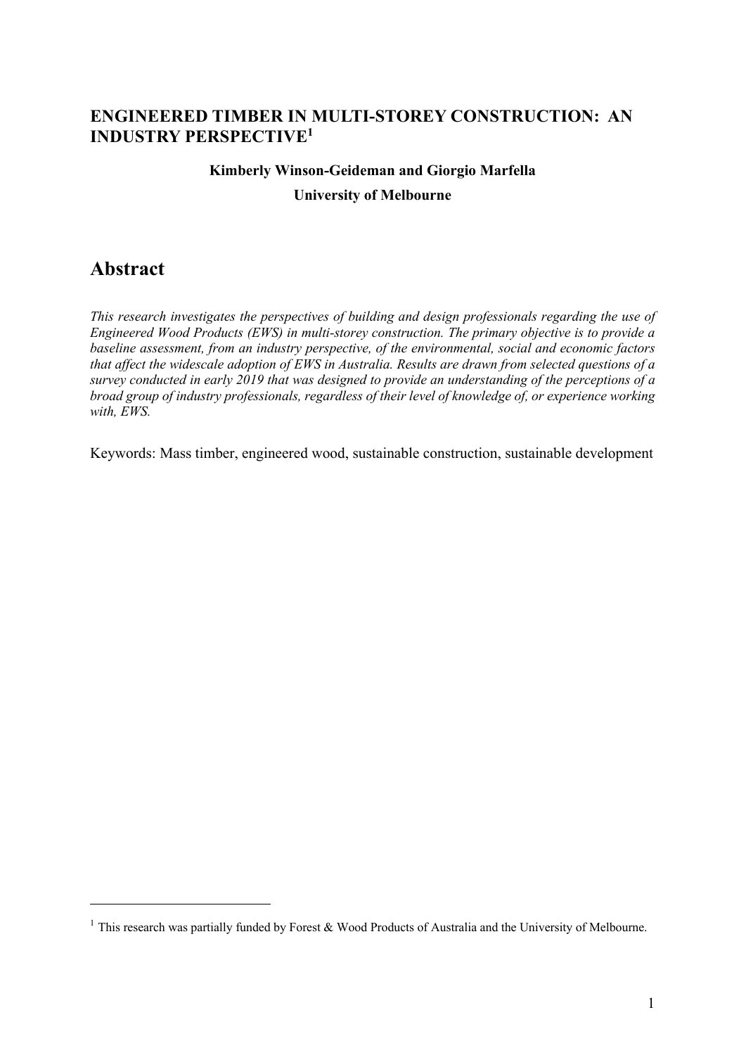# ENGINEERED TIMBER IN MULTI-STOREY CONSTRUCTION: AN INDUSTRY PERSPECTIVE[1]

**Kimberly Winson-Geideman and Giorgio Marfella**

**University of Melbourne**

## Abstract

*This research investigates the perspectives of building and design professionals regarding the use of Engineered Wood Products (EWS) in multi-storey construction. The primary objective is to provide a baseline assessment, from an industry perspective, of the environmental, social and economic factors that affect the widescale adoption of EWS in Australia. Results are drawn from selected questions of a survey conducted in early 2019 that was designed to provide an understanding of the perceptions of a broad group of industry professionals, regardless of their level of knowledge of, or experience working with, EWS.*

Keywords: Mass timber, engineered wood, sustainable construction, sustainable development

[1] This research was partially funded by Forest & Wood Products of Australia and the University of Melbourne.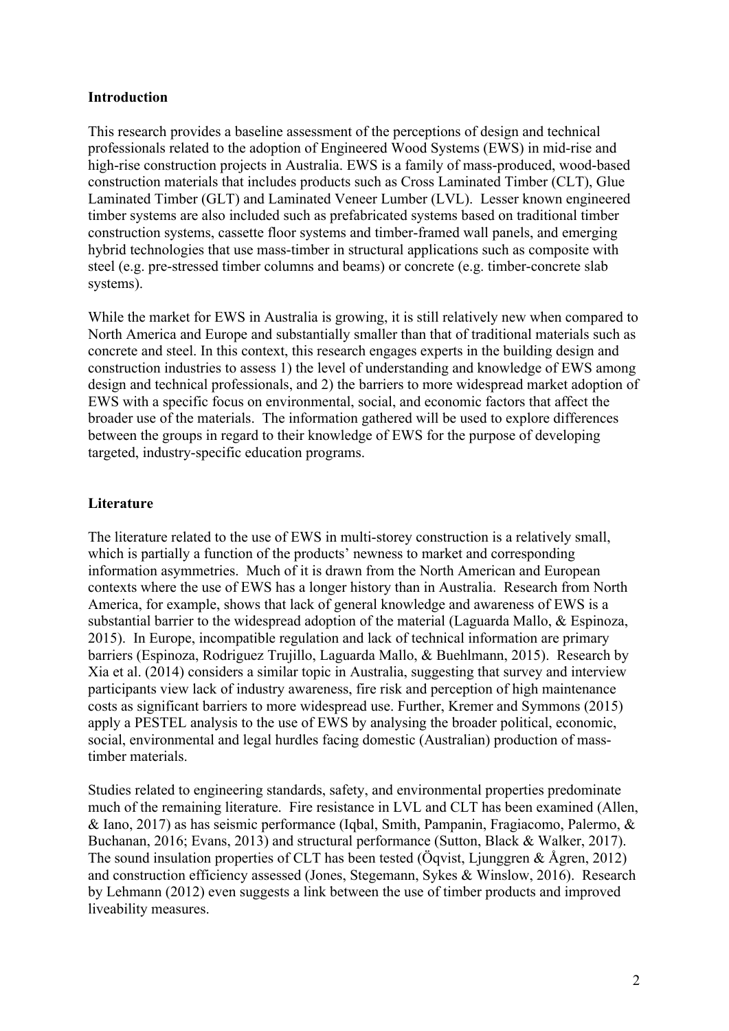**Introduction**

This research provides a baseline assessment of the perceptions of design and technical professionals related to the adoption of Engineered Wood Systems (EWS) in mid-rise and high-rise construction projects in Australia. EWS is a family of mass-produced, wood-based construction materials that includes products such as Cross Laminated Timber (CLT), Glue Laminated Timber (GLT) and Laminated Veneer Lumber (LVL). Lesser known engineered timber systems are also included such as prefabricated systems based on traditional timber construction systems, cassette floor systems and timber-framed wall panels, and emerging hybrid technologies that use mass-timber in structural applications such as composite with steel (e.g. pre-stressed timber columns and beams) or concrete (e.g. timber-concrete slab systems).

While the market for EWS in Australia is growing, it is still relatively new when compared to North America and Europe and substantially smaller than that of traditional materials such as concrete and steel. In this context, this research engages experts in the building design and construction industries to assess 1) the level of understanding and knowledge of EWS among design and technical professionals, and 2) the barriers to more widespread market adoption of EWS with a specific focus on environmental, social, and economic factors that affect the broader use of the materials. The information gathered will be used to explore differences between the groups in regard to their knowledge of EWS for the purpose of developing targeted, industry-specific education programs.

**Literature**

The literature related to the use of EWS in multi-storey construction is a relatively small, which is partially a function of the products' newness to market and corresponding information asymmetries. Much of it is drawn from the North American and European contexts where the use of EWS has a longer history than in Australia. Research from North America, for example, shows that lack of general knowledge and awareness of EWS is a substantial barrier to the widespread adoption of the material (Laguarda Mallo, & Espinoza, 2015). In Europe, incompatible regulation and lack of technical information are primary barriers (Espinoza, Rodriguez Trujillo, Laguarda Mallo, & Buehlmann, 2015). Research by Xia et al. (2014) considers a similar topic in Australia, suggesting that survey and interview participants view lack of industry awareness, fire risk and perception of high maintenance costs as significant barriers to more widespread use. Further, Kremer and Symmons (2015) apply a PESTEL analysis to the use of EWS by analysing the broader political, economic, social, environmental and legal hurdles facing domestic (Australian) production of mass-timber materials.

Studies related to engineering standards, safety, and environmental properties predominate much of the remaining literature. Fire resistance in LVL and CLT has been examined (Allen, & Iano, 2017) as has seismic performance (Iqbal, Smith, Pampanin, Fragiacomo, Palermo, & Buchanan, 2016; Evans, 2013) and structural performance (Sutton, Black & Walker, 2017). The sound insulation properties of CLT has been tested (Öqvist, Ljunggren & Ågren, 2012) and construction efficiency assessed (Jones, Stegemann, Sykes & Winslow, 2016). Research by Lehmann (2012) even suggests a link between the use of timber products and improved liveability measures.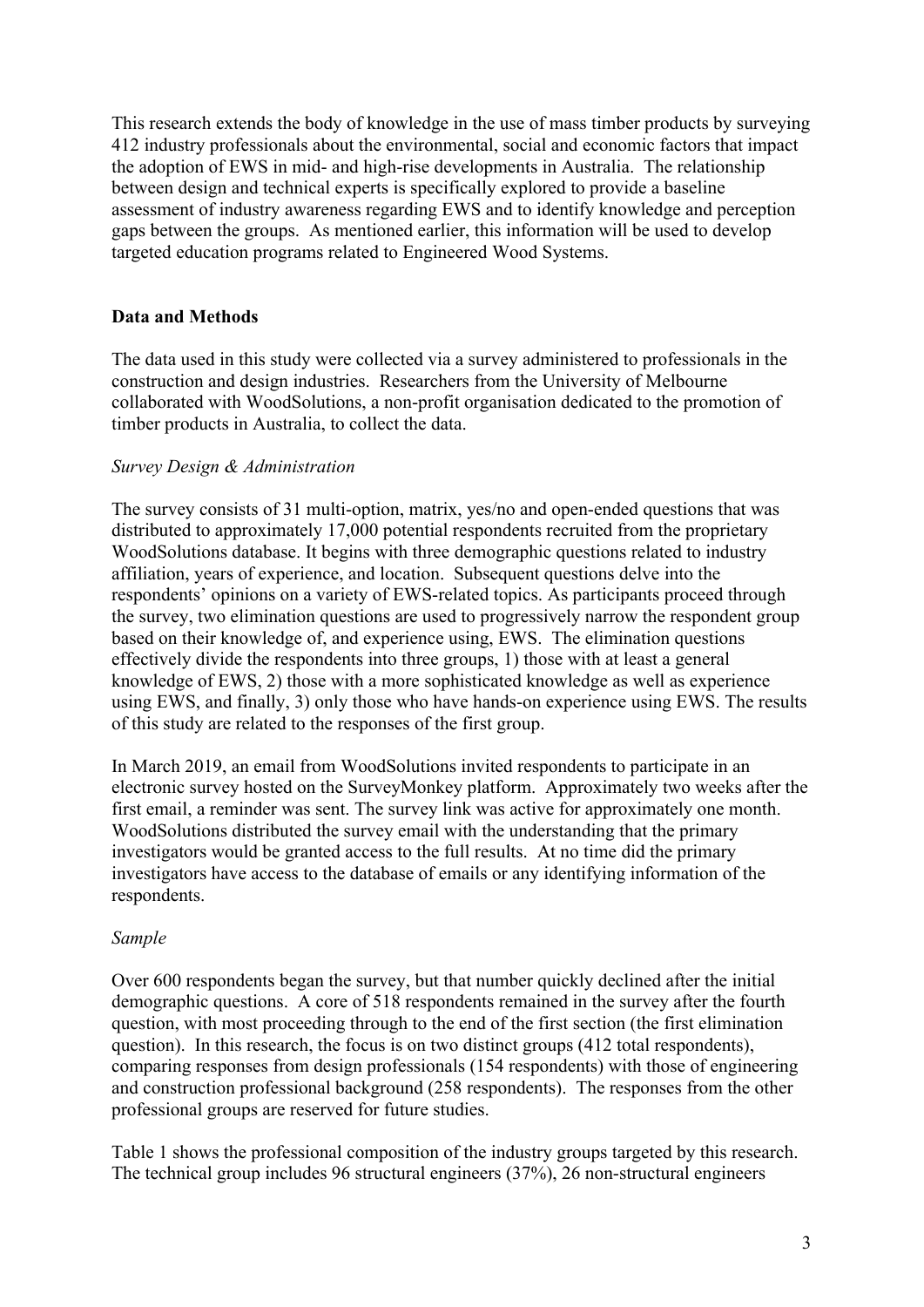This research extends the body of knowledge in the use of mass timber products by surveying 412 industry professionals about the environmental, social and economic factors that impact the adoption of EWS in mid- and high-rise developments in Australia. The relationship between design and technical experts is specifically explored to provide a baseline assessment of industry awareness regarding EWS and to identify knowledge and perception gaps between the groups. As mentioned earlier, this information will be used to develop targeted education programs related to Engineered Wood Systems.

## Data and Methods

The data used in this study were collected via a survey administered to professionals in the construction and design industries. Researchers from the University of Melbourne collaborated with WoodSolutions, a non-profit organisation dedicated to the promotion of timber products in Australia, to collect the data.

### *Survey Design & Administration*

The survey consists of 31 multi-option, matrix, yes/no and open-ended questions that was distributed to approximately 17,000 potential respondents recruited from the proprietary WoodSolutions database. It begins with three demographic questions related to industry affiliation, years of experience, and location. Subsequent questions delve into the respondents' opinions on a variety of EWS-related topics. As participants proceed through the survey, two elimination questions are used to progressively narrow the respondent group based on their knowledge of, and experience using, EWS. The elimination questions effectively divide the respondents into three groups, 1) those with at least a general knowledge of EWS, 2) those with a more sophisticated knowledge as well as experience using EWS, and finally, 3) only those who have hands-on experience using EWS. The results of this study are related to the responses of the first group.

In March 2019, an email from WoodSolutions invited respondents to participate in an electronic survey hosted on the SurveyMonkey platform. Approximately two weeks after the first email, a reminder was sent. The survey link was active for approximately one month. WoodSolutions distributed the survey email with the understanding that the primary investigators would be granted access to the full results. At no time did the primary investigators have access to the database of emails or any identifying information of the respondents.

### *Sample*

Over 600 respondents began the survey, but that number quickly declined after the initial demographic questions. A core of 518 respondents remained in the survey after the fourth question, with most proceeding through to the end of the first section (the first elimination question). In this research, the focus is on two distinct groups (412 total respondents), comparing responses from design professionals (154 respondents) with those of engineering and construction professional background (258 respondents). The responses from the other professional groups are reserved for future studies.

Table 1 shows the professional composition of the industry groups targeted by this research. The technical group includes 96 structural engineers (37%), 26 non-structural engineers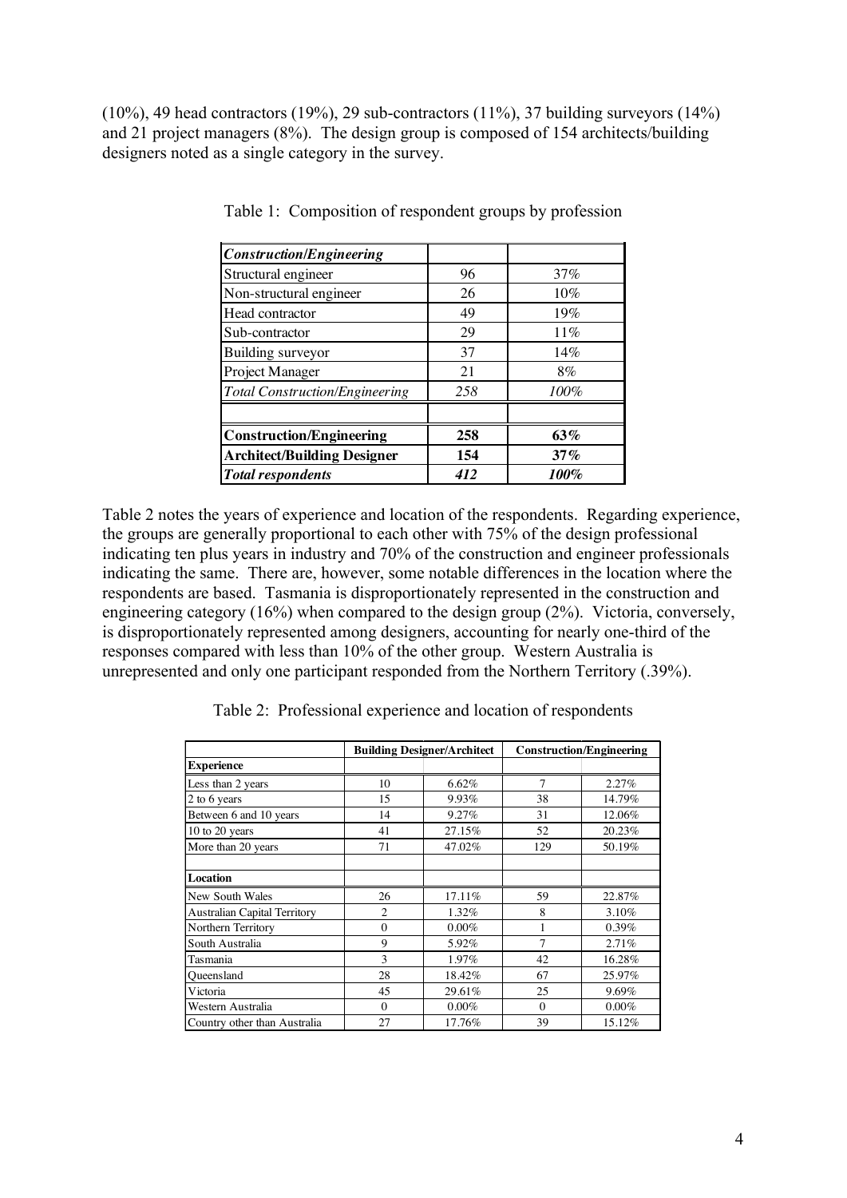(10%), 49 head contractors (19%), 29 sub-contractors (11%), 37 building surveyors (14%) and 21 project managers (8%). The design group is composed of 154 architects/building designers noted as a single category in the survey.

Table 1: Composition of respondent groups by profession

| *Construction/Engineering* | | |
|---|---|---|
| Structural engineer | 96 | 37% |
| Non-structural engineer | 26 | 10% |
| Head contractor | 49 | 19% |
| Sub-contractor | 29 | 11% |
| Building surveyor | 37 | 14% |
| Project Manager | 21 | 8% |
| *Total Construction/Engineering* | *258* | *100%* |
| | | |
| **Construction/Engineering** | **258** | **63%** |
| **Architect/Building Designer** | **154** | **37%** |
| ***Total respondents*** | ***412*** | ***100%*** |

Table 2 notes the years of experience and location of the respondents. Regarding experience, the groups are generally proportional to each other with 75% of the design professional indicating ten plus years in industry and 70% of the construction and engineer professionals indicating the same. There are, however, some notable differences in the location where the respondents are based. Tasmania is disproportionately represented in the construction and engineering category (16%) when compared to the design group (2%). Victoria, conversely, is disproportionately represented among designers, accounting for nearly one-third of the responses compared with less than 10% of the other group. Western Australia is unrepresented and only one participant responded from the Northern Territory (.39%).

Table 2: Professional experience and location of respondents

| | **Building Designer/Architect** | | **Construction/Engineering** | |
|---|---|---|---|---|
| **Experience** | | | | |
| Less than 2 years | 10 | 6.62% | 7 | 2.27% |
| 2 to 6 years | 15 | 9.93% | 38 | 14.79% |
| Between 6 and 10 years | 14 | 9.27% | 31 | 12.06% |
| 10 to 20 years | 41 | 27.15% | 52 | 20.23% |
| More than 20 years | 71 | 47.02% | 129 | 50.19% |
| | | | | |
| **Location** | | | | |
| New South Wales | 26 | 17.11% | 59 | 22.87% |
| Australian Capital Territory | 2 | 1.32% | 8 | 3.10% |
| Northern Territory | 0 | 0.00% | 1 | 0.39% |
| South Australia | 9 | 5.92% | 7 | 2.71% |
| Tasmania | 3 | 1.97% | 42 | 16.28% |
| Queensland | 28 | 18.42% | 67 | 25.97% |
| Victoria | 45 | 29.61% | 25 | 9.69% |
| Western Australia | 0 | 0.00% | 0 | 0.00% |
| Country other than Australia | 27 | 17.76% | 39 | 15.12% |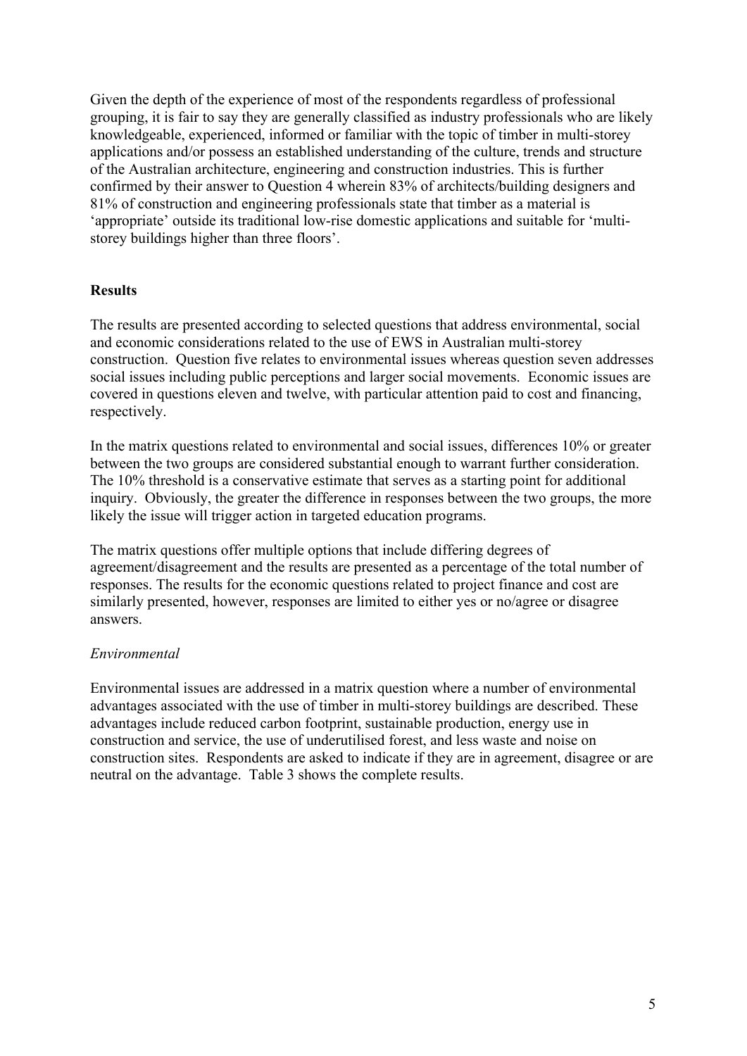Given the depth of the experience of most of the respondents regardless of professional grouping, it is fair to say they are generally classified as industry professionals who are likely knowledgeable, experienced, informed or familiar with the topic of timber in multi-storey applications and/or possess an established understanding of the culture, trends and structure of the Australian architecture, engineering and construction industries. This is further confirmed by their answer to Question 4 wherein 83% of architects/building designers and 81% of construction and engineering professionals state that timber as a material is 'appropriate' outside its traditional low-rise domestic applications and suitable for 'multi-storey buildings higher than three floors'.

## Results

The results are presented according to selected questions that address environmental, social and economic considerations related to the use of EWS in Australian multi-storey construction. Question five relates to environmental issues whereas question seven addresses social issues including public perceptions and larger social movements. Economic issues are covered in questions eleven and twelve, with particular attention paid to cost and financing, respectively.

In the matrix questions related to environmental and social issues, differences 10% or greater between the two groups are considered substantial enough to warrant further consideration. The 10% threshold is a conservative estimate that serves as a starting point for additional inquiry. Obviously, the greater the difference in responses between the two groups, the more likely the issue will trigger action in targeted education programs.

The matrix questions offer multiple options that include differing degrees of agreement/disagreement and the results are presented as a percentage of the total number of responses. The results for the economic questions related to project finance and cost are similarly presented, however, responses are limited to either yes or no/agree or disagree answers.

### *Environmental*

Environmental issues are addressed in a matrix question where a number of environmental advantages associated with the use of timber in multi-storey buildings are described. These advantages include reduced carbon footprint, sustainable production, energy use in construction and service, the use of underutilised forest, and less waste and noise on construction sites. Respondents are asked to indicate if they are in agreement, disagree or are neutral on the advantage. Table 3 shows the complete results.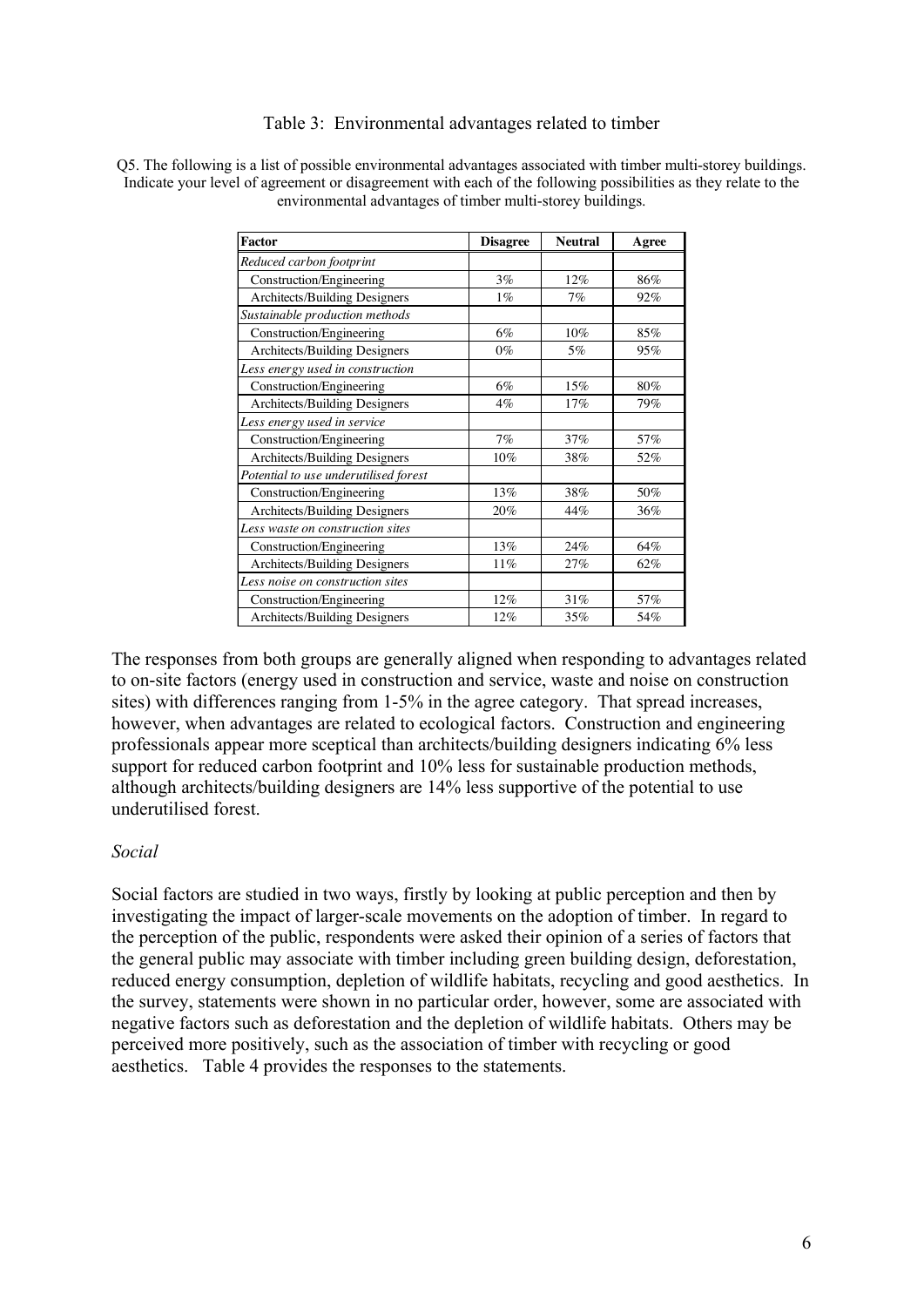Table 3: Environmental advantages related to timber

Q5. The following is a list of possible environmental advantages associated with timber multi-storey buildings. Indicate your level of agreement or disagreement with each of the following possibilities as they relate to the environmental advantages of timber multi-storey buildings.

| Factor | Disagree | Neutral | Agree |
|---|---|---|---|
| *Reduced carbon footprint* | | | |
| Construction/Engineering | 3% | 12% | 86% |
| Architects/Building Designers | 1% | 7% | 92% |
| *Sustainable production methods* | | | |
| Construction/Engineering | 6% | 10% | 85% |
| Architects/Building Designers | 0% | 5% | 95% |
| *Less energy used in construction* | | | |
| Construction/Engineering | 6% | 15% | 80% |
| Architects/Building Designers | 4% | 17% | 79% |
| *Less energy used in service* | | | |
| Construction/Engineering | 7% | 37% | 57% |
| Architects/Building Designers | 10% | 38% | 52% |
| *Potential to use underutilised forest* | | | |
| Construction/Engineering | 13% | 38% | 50% |
| Architects/Building Designers | 20% | 44% | 36% |
| *Less waste on construction sites* | | | |
| Construction/Engineering | 13% | 24% | 64% |
| Architects/Building Designers | 11% | 27% | 62% |
| *Less noise on construction sites* | | | |
| Construction/Engineering | 12% | 31% | 57% |
| Architects/Building Designers | 12% | 35% | 54% |

The responses from both groups are generally aligned when responding to advantages related to on-site factors (energy used in construction and service, waste and noise on construction sites) with differences ranging from 1-5% in the agree category. That spread increases, however, when advantages are related to ecological factors. Construction and engineering professionals appear more sceptical than architects/building designers indicating 6% less support for reduced carbon footprint and 10% less for sustainable production methods, although architects/building designers are 14% less supportive of the potential to use underutilised forest.

*Social*

Social factors are studied in two ways, firstly by looking at public perception and then by investigating the impact of larger-scale movements on the adoption of timber. In regard to the perception of the public, respondents were asked their opinion of a series of factors that the general public may associate with timber including green building design, deforestation, reduced energy consumption, depletion of wildlife habitats, recycling and good aesthetics. In the survey, statements were shown in no particular order, however, some are associated with negative factors such as deforestation and the depletion of wildlife habitats. Others may be perceived more positively, such as the association of timber with recycling or good aesthetics. Table 4 provides the responses to the statements.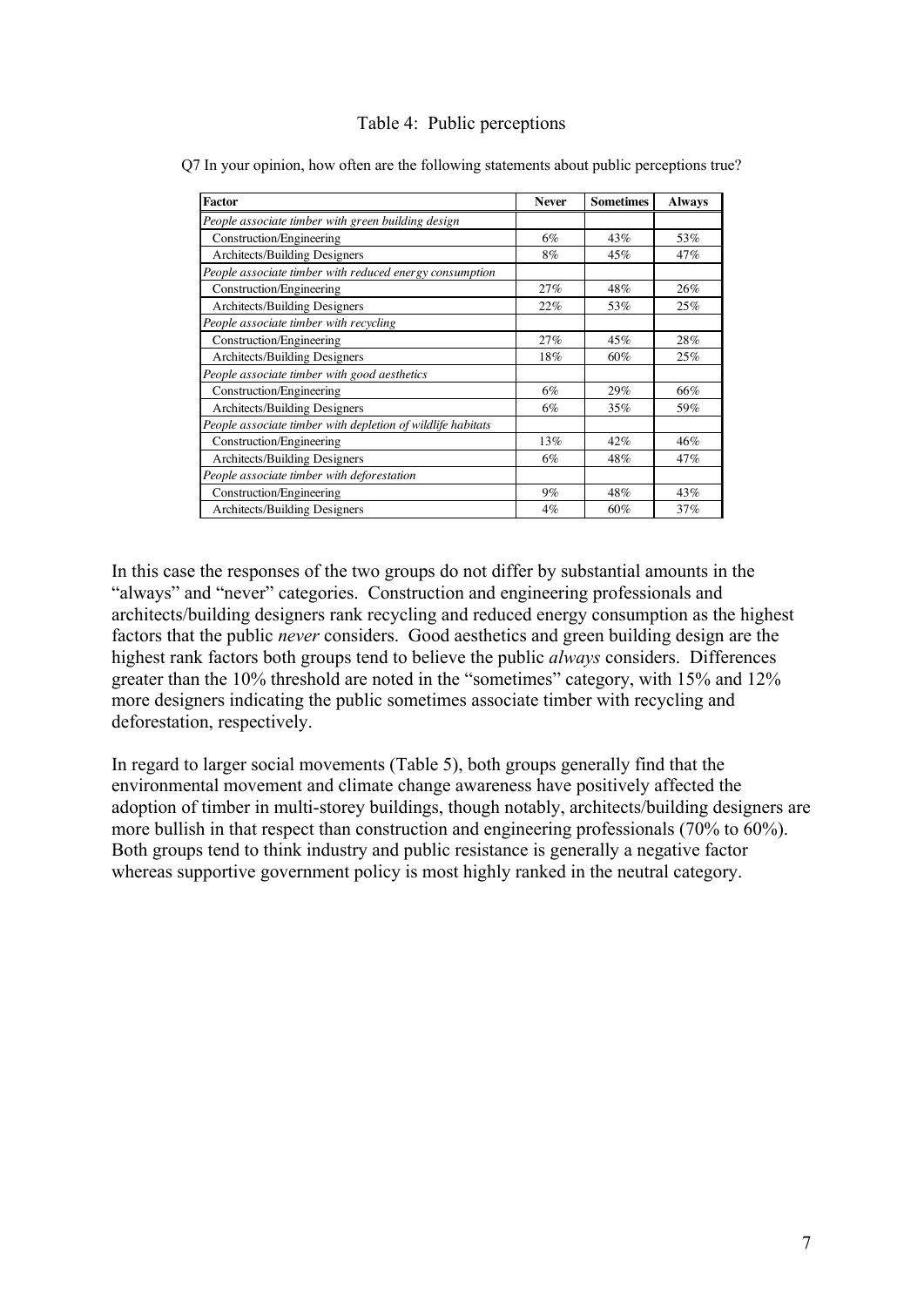Table 4: Public perceptions

Q7 In your opinion, how often are the following statements about public perceptions true?

| Factor | Never | Sometimes | Always |
|---|---|---|---|
| *People associate timber with green building design* | | | |
| Construction/Engineering | 6% | 43% | 53% |
| Architects/Building Designers | 8% | 45% | 47% |
| *People associate timber with reduced energy consumption* | | | |
| Construction/Engineering | 27% | 48% | 26% |
| Architects/Building Designers | 22% | 53% | 25% |
| *People associate timber with recycling* | | | |
| Construction/Engineering | 27% | 45% | 28% |
| Architects/Building Designers | 18% | 60% | 25% |
| *People associate timber with good aesthetics* | | | |
| Construction/Engineering | 6% | 29% | 66% |
| Architects/Building Designers | 6% | 35% | 59% |
| *People associate timber with depletion of wildlife habitats* | | | |
| Construction/Engineering | 13% | 42% | 46% |
| Architects/Building Designers | 6% | 48% | 47% |
| *People associate timber with deforestation* | | | |
| Construction/Engineering | 9% | 48% | 43% |
| Architects/Building Designers | 4% | 60% | 37% |

In this case the responses of the two groups do not differ by substantial amounts in the "always" and "never" categories. Construction and engineering professionals and architects/building designers rank recycling and reduced energy consumption as the highest factors that the public *never* considers. Good aesthetics and green building design are the highest rank factors both groups tend to believe the public *always* considers. Differences greater than the 10% threshold are noted in the "sometimes" category, with 15% and 12% more designers indicating the public sometimes associate timber with recycling and deforestation, respectively.

In regard to larger social movements (Table 5), both groups generally find that the environmental movement and climate change awareness have positively affected the adoption of timber in multi-storey buildings, though notably, architects/building designers are more bullish in that respect than construction and engineering professionals (70% to 60%). Both groups tend to think industry and public resistance is generally a negative factor whereas supportive government policy is most highly ranked in the neutral category.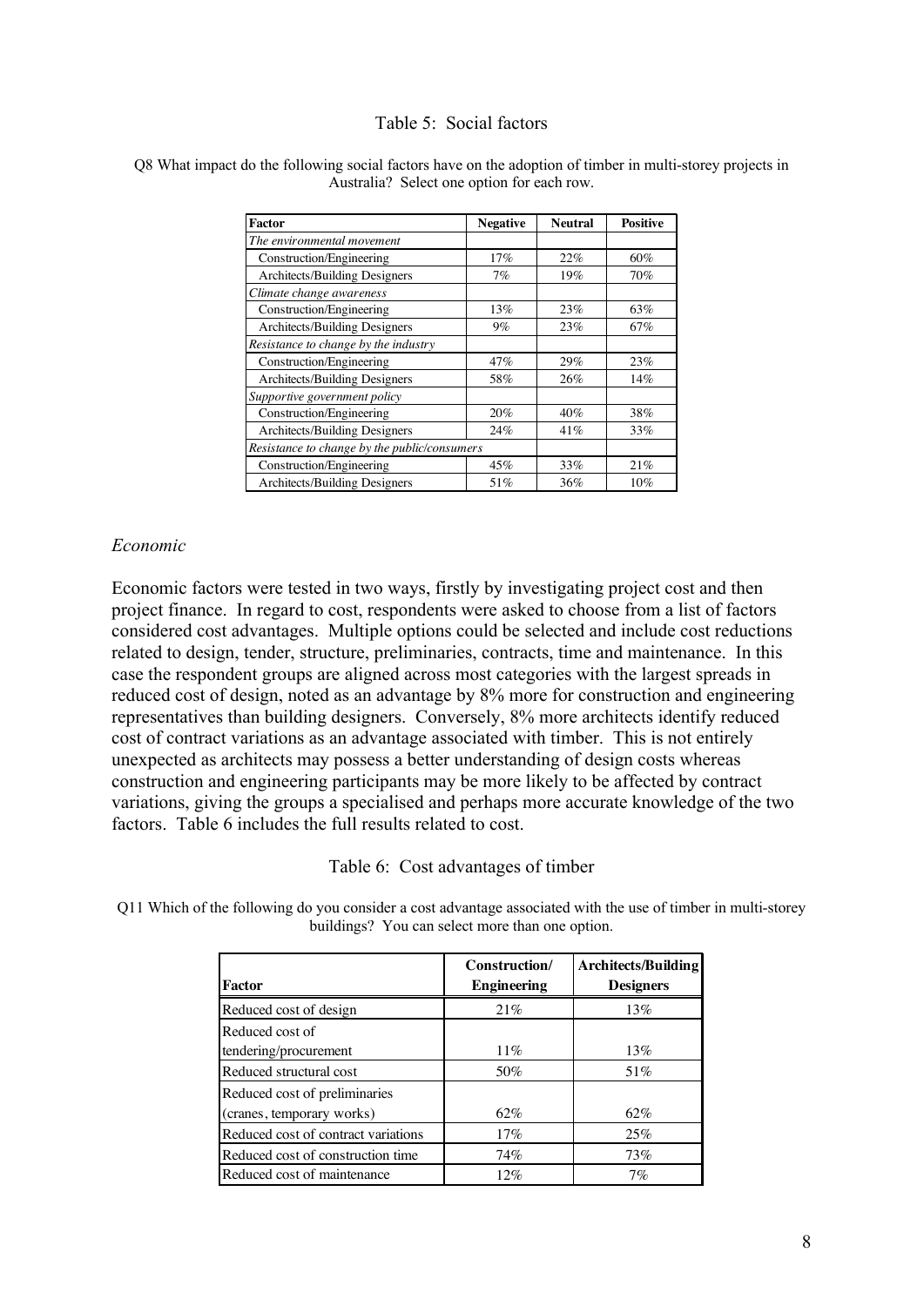Table 5: Social factors

Q8 What impact do the following social factors have on the adoption of timber in multi-storey projects in Australia? Select one option for each row.

| Factor | Negative | Neutral | Positive |
|---|---|---|---|
| *The environmental movement* | | | |
| Construction/Engineering | 17% | 22% | 60% |
| Architects/Building Designers | 7% | 19% | 70% |
| *Climate change awareness* | | | |
| Construction/Engineering | 13% | 23% | 63% |
| Architects/Building Designers | 9% | 23% | 67% |
| *Resistance to change by the industry* | | | |
| Construction/Engineering | 47% | 29% | 23% |
| Architects/Building Designers | 58% | 26% | 14% |
| *Supportive government policy* | | | |
| Construction/Engineering | 20% | 40% | 38% |
| Architects/Building Designers | 24% | 41% | 33% |
| *Resistance to change by the public/consumers* | | | |
| Construction/Engineering | 45% | 33% | 21% |
| Architects/Building Designers | 51% | 36% | 10% |

*Economic*

Economic factors were tested in two ways, firstly by investigating project cost and then project finance. In regard to cost, respondents were asked to choose from a list of factors considered cost advantages. Multiple options could be selected and include cost reductions related to design, tender, structure, preliminaries, contracts, time and maintenance. In this case the respondent groups are aligned across most categories with the largest spreads in reduced cost of design, noted as an advantage by 8% more for construction and engineering representatives than building designers. Conversely, 8% more architects identify reduced cost of contract variations as an advantage associated with timber. This is not entirely unexpected as architects may possess a better understanding of design costs whereas construction and engineering participants may be more likely to be affected by contract variations, giving the groups a specialised and perhaps more accurate knowledge of the two factors. Table 6 includes the full results related to cost.

Table 6: Cost advantages of timber

Q11 Which of the following do you consider a cost advantage associated with the use of timber in multi-storey buildings? You can select more than one option.

| Factor | Construction/ Engineering | Architects/Building Designers |
|---|---|---|
| Reduced cost of design | 21% | 13% |
| Reduced cost of tendering/procurement | 11% | 13% |
| Reduced structural cost | 50% | 51% |
| Reduced cost of preliminaries (cranes, temporary works) | 62% | 62% |
| Reduced cost of contract variations | 17% | 25% |
| Reduced cost of construction time | 74% | 73% |
| Reduced cost of maintenance | 12% | 7% |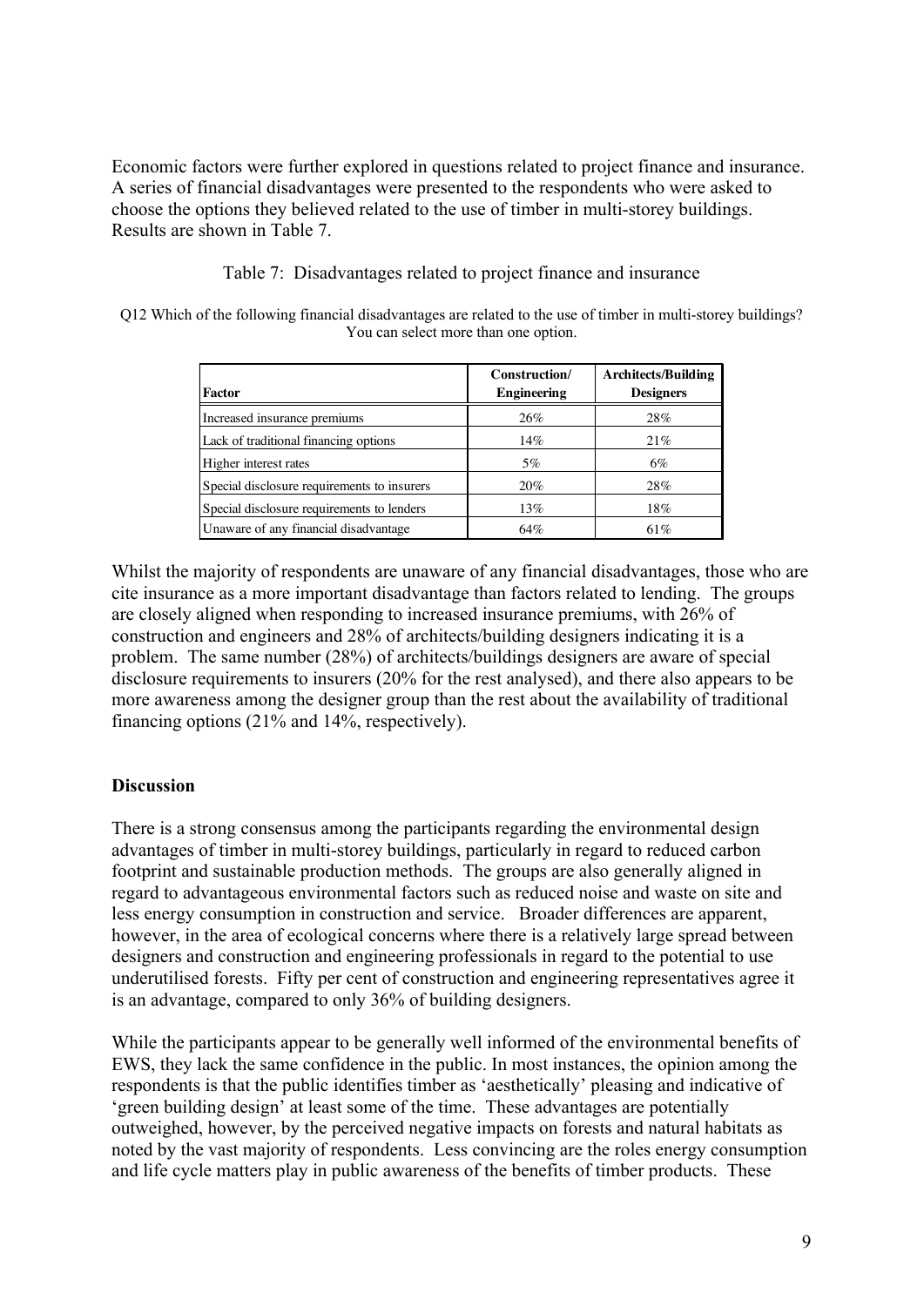Economic factors were further explored in questions related to project finance and insurance. A series of financial disadvantages were presented to the respondents who were asked to choose the options they believed related to the use of timber in multi-storey buildings. Results are shown in Table 7.

Table 7: Disadvantages related to project finance and insurance

Q12 Which of the following financial disadvantages are related to the use of timber in multi-storey buildings? You can select more than one option.

| Factor | Construction/ Engineering | Architects/Building Designers |
|---|---|---|
| Increased insurance premiums | 26% | 28% |
| Lack of traditional financing options | 14% | 21% |
| Higher interest rates | 5% | 6% |
| Special disclosure requirements to insurers | 20% | 28% |
| Special disclosure requirements to lenders | 13% | 18% |
| Unaware of any financial disadvantage | 64% | 61% |

Whilst the majority of respondents are unaware of any financial disadvantages, those who are cite insurance as a more important disadvantage than factors related to lending. The groups are closely aligned when responding to increased insurance premiums, with 26% of construction and engineers and 28% of architects/building designers indicating it is a problem. The same number (28%) of architects/buildings designers are aware of special disclosure requirements to insurers (20% for the rest analysed), and there also appears to be more awareness among the designer group than the rest about the availability of traditional financing options (21% and 14%, respectively).

**Discussion**

There is a strong consensus among the participants regarding the environmental design advantages of timber in multi-storey buildings, particularly in regard to reduced carbon footprint and sustainable production methods. The groups are also generally aligned in regard to advantageous environmental factors such as reduced noise and waste on site and less energy consumption in construction and service. Broader differences are apparent, however, in the area of ecological concerns where there is a relatively large spread between designers and construction and engineering professionals in regard to the potential to use underutilised forests. Fifty per cent of construction and engineering representatives agree it is an advantage, compared to only 36% of building designers.

While the participants appear to be generally well informed of the environmental benefits of EWS, they lack the same confidence in the public. In most instances, the opinion among the respondents is that the public identifies timber as 'aesthetically' pleasing and indicative of 'green building design' at least some of the time. These advantages are potentially outweighed, however, by the perceived negative impacts on forests and natural habitats as noted by the vast majority of respondents. Less convincing are the roles energy consumption and life cycle matters play in public awareness of the benefits of timber products. These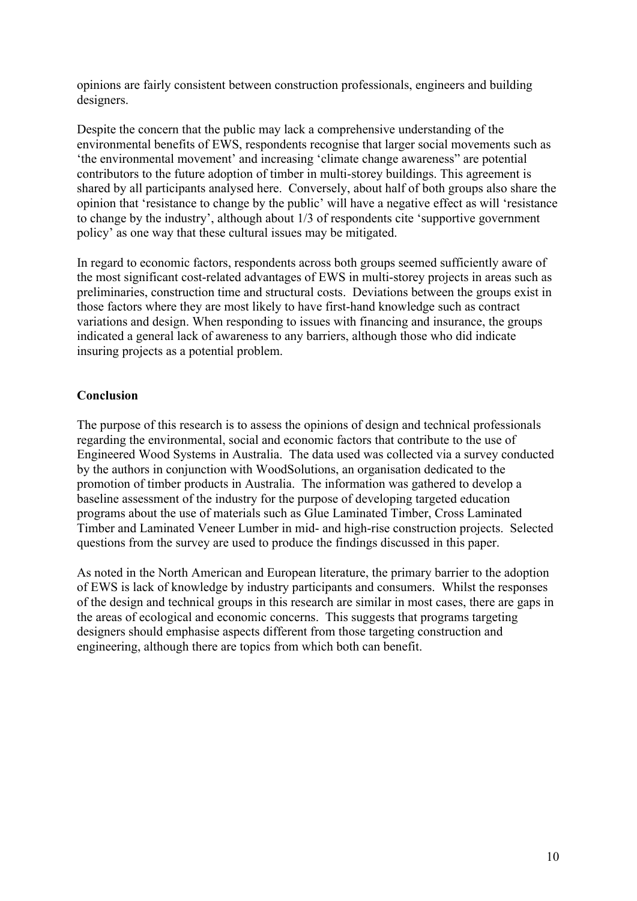opinions are fairly consistent between construction professionals, engineers and building designers.

Despite the concern that the public may lack a comprehensive understanding of the environmental benefits of EWS, respondents recognise that larger social movements such as 'the environmental movement' and increasing 'climate change awareness" are potential contributors to the future adoption of timber in multi-storey buildings. This agreement is shared by all participants analysed here. Conversely, about half of both groups also share the opinion that 'resistance to change by the public' will have a negative effect as will 'resistance to change by the industry', although about 1/3 of respondents cite 'supportive government policy' as one way that these cultural issues may be mitigated.

In regard to economic factors, respondents across both groups seemed sufficiently aware of the most significant cost-related advantages of EWS in multi-storey projects in areas such as preliminaries, construction time and structural costs. Deviations between the groups exist in those factors where they are most likely to have first-hand knowledge such as contract variations and design. When responding to issues with financing and insurance, the groups indicated a general lack of awareness to any barriers, although those who did indicate insuring projects as a potential problem.

## Conclusion

The purpose of this research is to assess the opinions of design and technical professionals regarding the environmental, social and economic factors that contribute to the use of Engineered Wood Systems in Australia. The data used was collected via a survey conducted by the authors in conjunction with WoodSolutions, an organisation dedicated to the promotion of timber products in Australia. The information was gathered to develop a baseline assessment of the industry for the purpose of developing targeted education programs about the use of materials such as Glue Laminated Timber, Cross Laminated Timber and Laminated Veneer Lumber in mid- and high-rise construction projects. Selected questions from the survey are used to produce the findings discussed in this paper.

As noted in the North American and European literature, the primary barrier to the adoption of EWS is lack of knowledge by industry participants and consumers. Whilst the responses of the design and technical groups in this research are similar in most cases, there are gaps in the areas of ecological and economic concerns. This suggests that programs targeting designers should emphasise aspects different from those targeting construction and engineering, although there are topics from which both can benefit.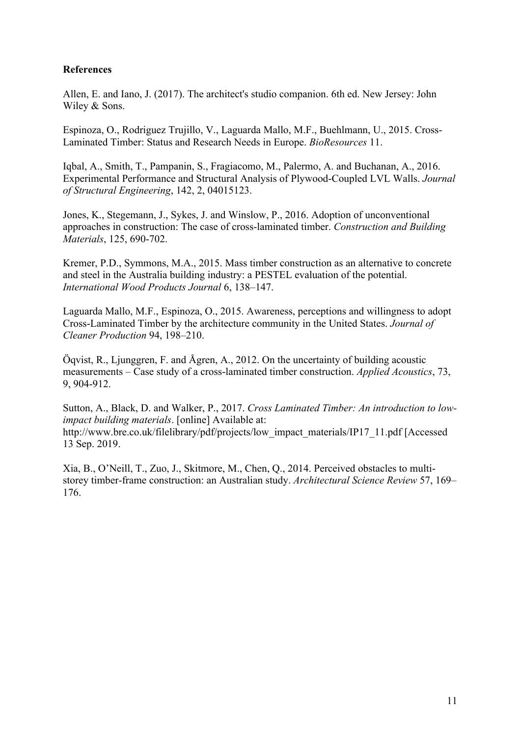**References**

Allen, E. and Iano, J. (2017). The architect's studio companion. 6th ed. New Jersey: John Wiley & Sons.

Espinoza, O., Rodriguez Trujillo, V., Laguarda Mallo, M.F., Buehlmann, U., 2015. Cross-Laminated Timber: Status and Research Needs in Europe. *BioResources* 11.

Iqbal, A., Smith, T., Pampanin, S., Fragiacomo, M., Palermo, A. and Buchanan, A., 2016. Experimental Performance and Structural Analysis of Plywood-Coupled LVL Walls. *Journal of Structural Engineering*, 142, 2, 04015123.

Jones, K., Stegemann, J., Sykes, J. and Winslow, P., 2016. Adoption of unconventional approaches in construction: The case of cross-laminated timber. *Construction and Building Materials*, 125, 690-702.

Kremer, P.D., Symmons, M.A., 2015. Mass timber construction as an alternative to concrete and steel in the Australia building industry: a PESTEL evaluation of the potential. *International Wood Products Journal* 6, 138–147.

Laguarda Mallo, M.F., Espinoza, O., 2015. Awareness, perceptions and willingness to adopt Cross-Laminated Timber by the architecture community in the United States. *Journal of Cleaner Production* 94, 198–210.

Öqvist, R., Ljunggren, F. and Ågren, A., 2012. On the uncertainty of building acoustic measurements – Case study of a cross-laminated timber construction. *Applied Acoustics*, 73, 9, 904-912.

Sutton, A., Black, D. and Walker, P., 2017. *Cross Laminated Timber: An introduction to low-impact building materials*. [online] Available at: http://www.bre.co.uk/filelibrary/pdf/projects/low_impact_materials/IP17_11.pdf [Accessed 13 Sep. 2019.

Xia, B., O'Neill, T., Zuo, J., Skitmore, M., Chen, Q., 2014. Perceived obstacles to multi-storey timber-frame construction: an Australian study. *Architectural Science Review* 57, 169–176.